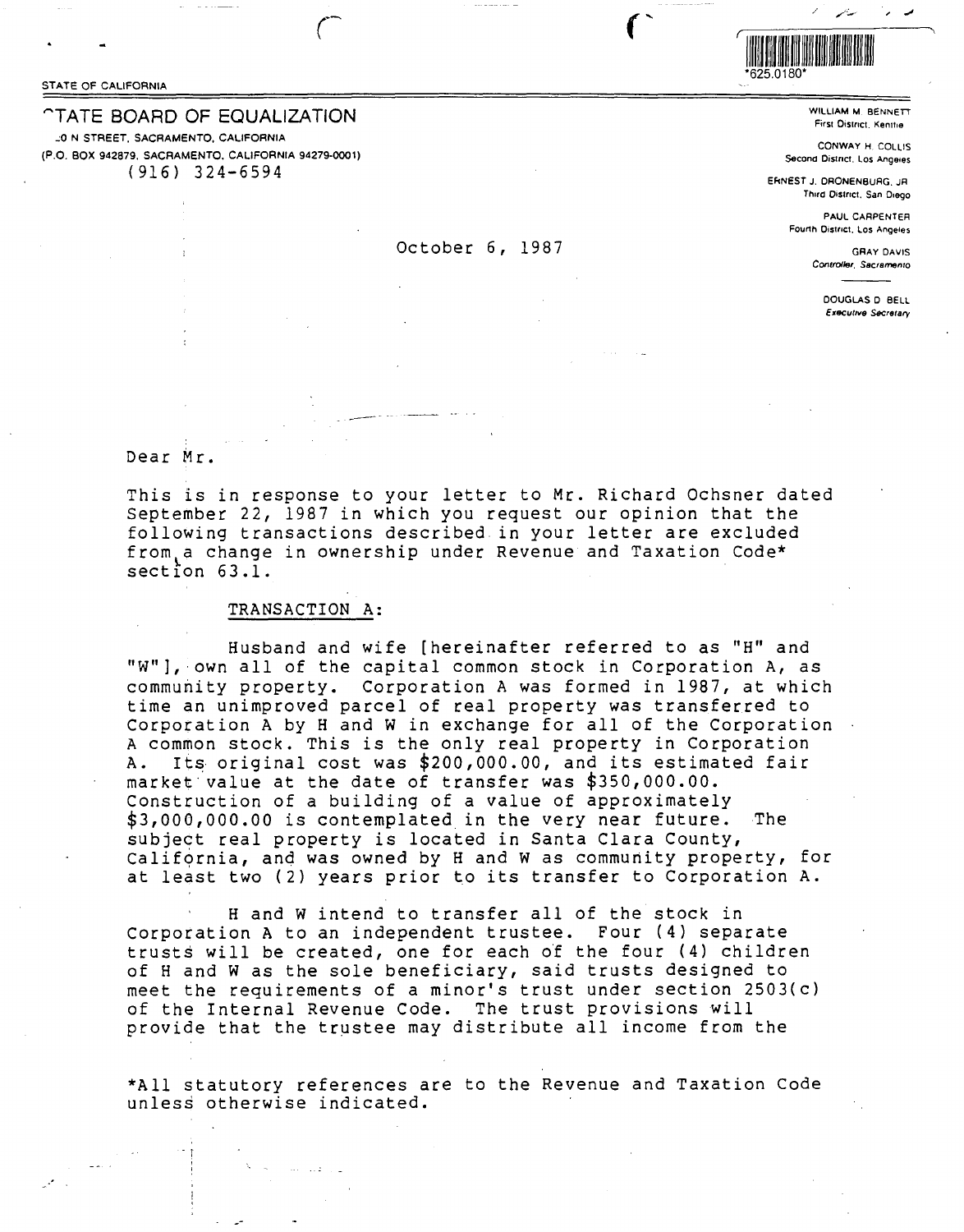STATE OF CALIFORNIA

*625.0180*

# STATE BOARD OF EQUALIZATION

_0 N STREET, SACRAMENTO, CALIFORNIA
(P.O. BOX 942879, SACRAMENTO, CALIFORNIA 94279-0001)
(916) 324-6594

WILLIAM M. BENNETT
First District, Kentfie

CONWAY H. COLLIS
Second District, Los Angeles

ERNEST J. DRONENBURG, JR
Third District, San Diego

PAUL CARPENTER
Fourth District, Los Angeles

GRAY DAVIS
*Controller, Sacramento*

DOUGLAS D. BELL
*Executive Secretary*

October 6, 1987

Dear Mr.

This is in response to your letter to Mr. Richard Ochsner dated September 22, 1987 in which you request our opinion that the following transactions described in your letter are excluded from a change in ownership under Revenue and Taxation Code* section 63.1.

TRANSACTION A:

Husband and wife [hereinafter referred to as "H" and "W"], own all of the capital common stock in Corporation A, as community property. Corporation A was formed in 1987, at which time an unimproved parcel of real property was transferred to Corporation A by H and W in exchange for all of the Corporation A common stock. This is the only real property in Corporation A. Its original cost was $200,000.00, and its estimated fair market value at the date of transfer was $350,000.00. Construction of a building of a value of approximately $3,000,000.00 is contemplated in the very near future. The subject real property is located in Santa Clara County, California, and was owned by H and W as community property, for at least two (2) years prior to its transfer to Corporation A.

H and W intend to transfer all of the stock in Corporation A to an independent trustee. Four (4) separate trusts will be created, one for each of the four (4) children of H and W as the sole beneficiary, said trusts designed to meet the requirements of a minor's trust under section 2503(c) of the Internal Revenue Code. The trust provisions will provide that the trustee may distribute all income from the

*All statutory references are to the Revenue and Taxation Code unless otherwise indicated.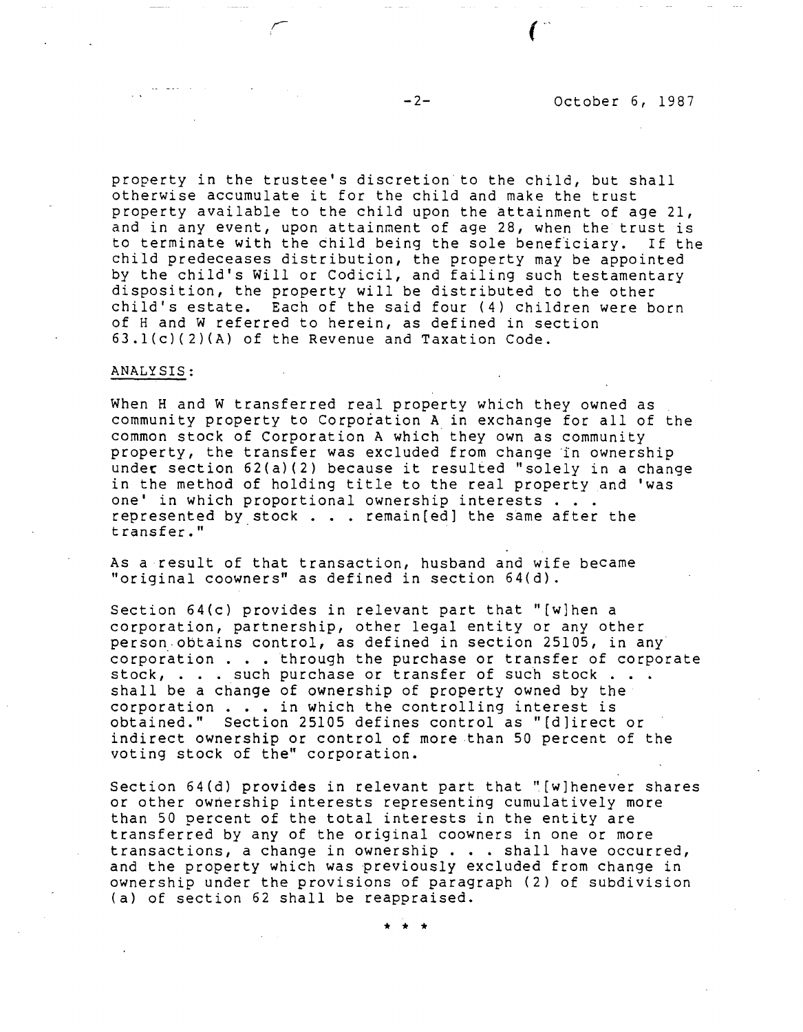property in the trustee's discretion to the child, but shall otherwise accumulate it for the child and make the trust property available to the child upon the attainment of age 21, and in any event, upon attainment of age 28, when the trust is to terminate with the child being the sole beneficiary. If the child predeceases distribution, the property may be appointed by the child's Will or Codicil, and failing such testamentary disposition, the property will be distributed to the other child's estate. Each of the said four (4) children were born of H and W referred to herein, as defined in section 63.1(c)(2)(A) of the Revenue and Taxation Code.

ANALYSIS:

When H and W transferred real property which they owned as community property to Corporation A in exchange for all of the common stock of Corporation A which they own as community property, the transfer was excluded from change in ownership under section 62(a)(2) because it resulted "solely in a change in the method of holding title to the real property and 'was one' in which proportional ownership interests . . . represented by stock . . . remain[ed] the same after the transfer."

As a result of that transaction, husband and wife became "original coowners" as defined in section 64(d).

Section 64(c) provides in relevant part that "[w]hen a corporation, partnership, other legal entity or any other person obtains control, as defined in section 25105, in any corporation . . . through the purchase or transfer of corporate stock, . . . such purchase or transfer of such stock . . . shall be a change of ownership of property owned by the corporation . . . in which the controlling interest is obtained." Section 25105 defines control as "[d]irect or indirect ownership or control of more than 50 percent of the voting stock of the" corporation.

Section 64(d) provides in relevant part that "[w]henever shares or other ownership interests representing cumulatively more than 50 percent of the total interests in the entity are transferred by any of the original coowners in one or more transactions, a change in ownership . . . shall have occurred, and the property which was previously excluded from change in ownership under the provisions of paragraph (2) of subdivision (a) of section 62 shall be reappraised.

\* \* \*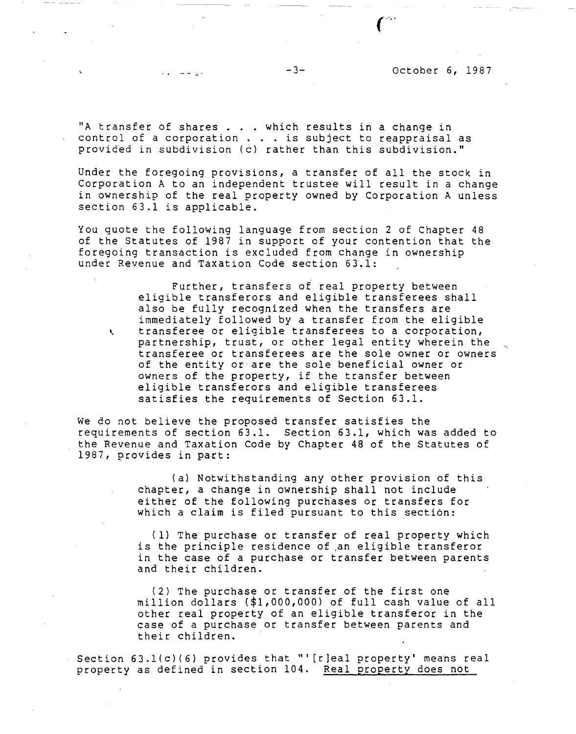"A transfer of shares . . . which results in a change in control of a corporation . . . is subject to reappraisal as provided in subdivision (c) rather than this subdivision."

Under the foregoing provisions, a transfer of all the stock in Corporation A to an independent trustee will result in a change in ownership of the real property owned by Corporation A unless section 63.1 is applicable.

You quote the following language from section 2 of Chapter 48 of the Statutes of 1987 in support of your contention that the foregoing transaction is excluded from change in ownership under Revenue and Taxation Code section 63.1:

> Further, transfers of real property between eligible transferors and eligible transferees shall also be fully recognized when the transfers are immediately followed by a transfer from the eligible transferee or eligible transferees to a corporation, partnership, trust, or other legal entity wherein the transferee or transferees are the sole owner or owners of the entity or are the sole beneficial owner or owners of the property, if the transfer between eligible transferors and eligible transferees satisfies the requirements of Section 63.1.

We do not believe the proposed transfer satisfies the requirements of section 63.1. Section 63.1, which was added to the Revenue and Taxation Code by Chapter 48 of the Statutes of 1987, provides in part:

> (a) Notwithstanding any other provision of this chapter, a change in ownership shall not include either of the following purchases or transfers for which a claim is filed pursuant to this section:
>
> (1) The purchase or transfer of real property which is the principle residence of an eligible transferor in the case of a purchase or transfer between parents and their children.
>
> (2) The purchase or transfer of the first one million dollars ($1,000,000) of full cash value of all other real property of an eligible transferor in the case of a purchase or transfer between parents and their children.

Section 63.1(c)(6) provides that "'[r]eal property' means real property as defined in section 104. <u>Real property does not</u>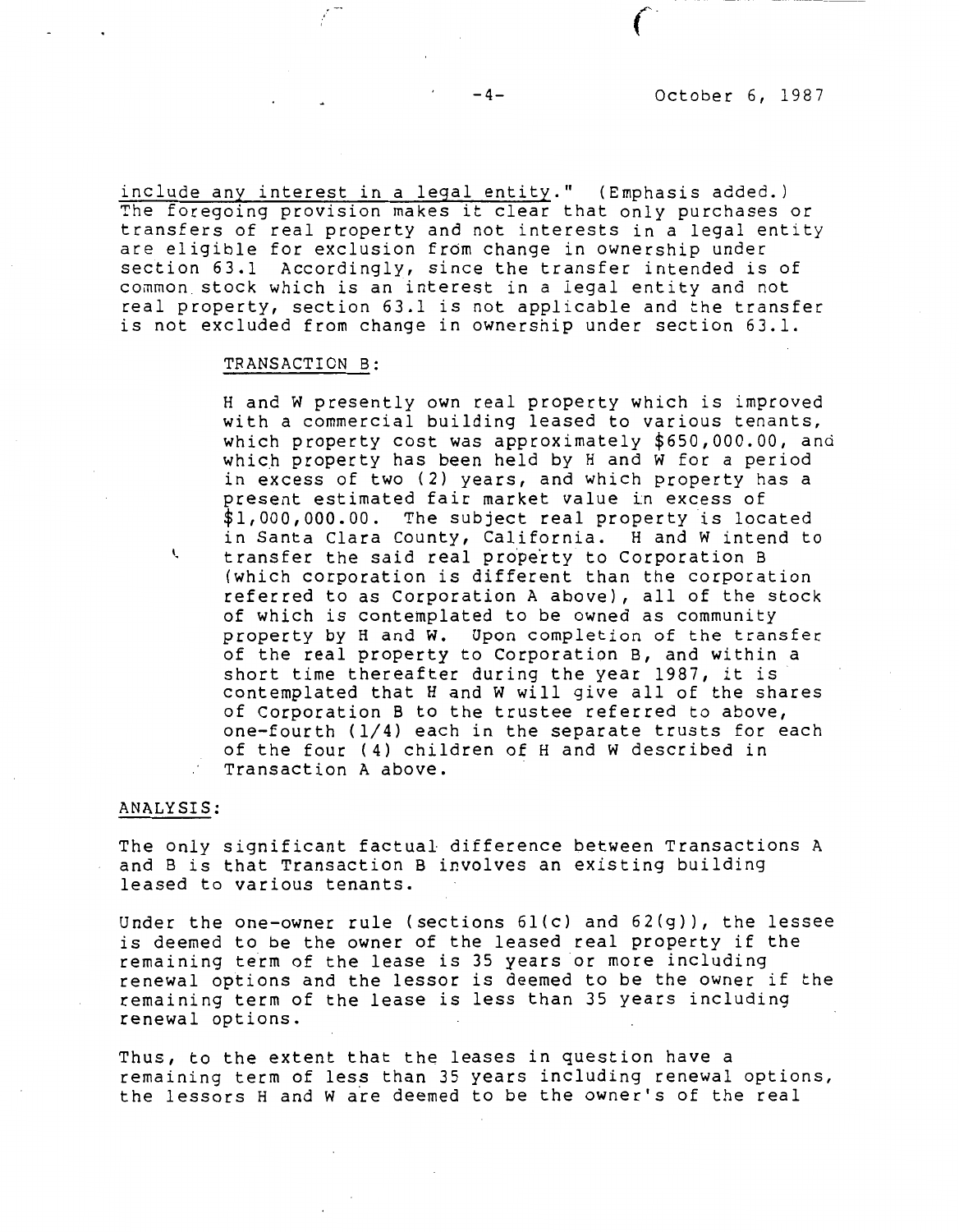include any interest in a legal entity." (Emphasis added.) The foregoing provision makes it clear that only purchases or transfers of real property and not interests in a legal entity are eligible for exclusion from change in ownership under section 63.1 Accordingly, since the transfer intended is of common stock which is an interest in a legal entity and not real property, section 63.1 is not applicable and the transfer is not excluded from change in ownership under section 63.1.

TRANSACTION B:

> H and W presently own real property which is improved with a commercial building leased to various tenants, which property cost was approximately $650,000.00, and which property has been held by H and W for a period in excess of two (2) years, and which property has a present estimated fair market value in excess of $1,000,000.00. The subject real property is located in Santa Clara County, California. H and W intend to transfer the said real property to Corporation B (which corporation is different than the corporation referred to as Corporation A above), all of the stock of which is contemplated to be owned as community property by H and W. Upon completion of the transfer of the real property to Corporation B, and within a short time thereafter during the year 1987, it is contemplated that H and W will give all of the shares of Corporation B to the trustee referred to above, one-fourth (1/4) each in the separate trusts for each of the four (4) children of H and W described in Transaction A above.

ANALYSIS:

The only significant factual difference between Transactions A and B is that Transaction B involves an existing building leased to various tenants.

Under the one-owner rule (sections 61(c) and 62(g)), the lessee is deemed to be the owner of the leased real property if the remaining term of the lease is 35 years or more including renewal options and the lessor is deemed to be the owner if the remaining term of the lease is less than 35 years including renewal options.

Thus, to the extent that the leases in question have a remaining term of less than 35 years including renewal options, the lessors H and W are deemed to be the owner's of the real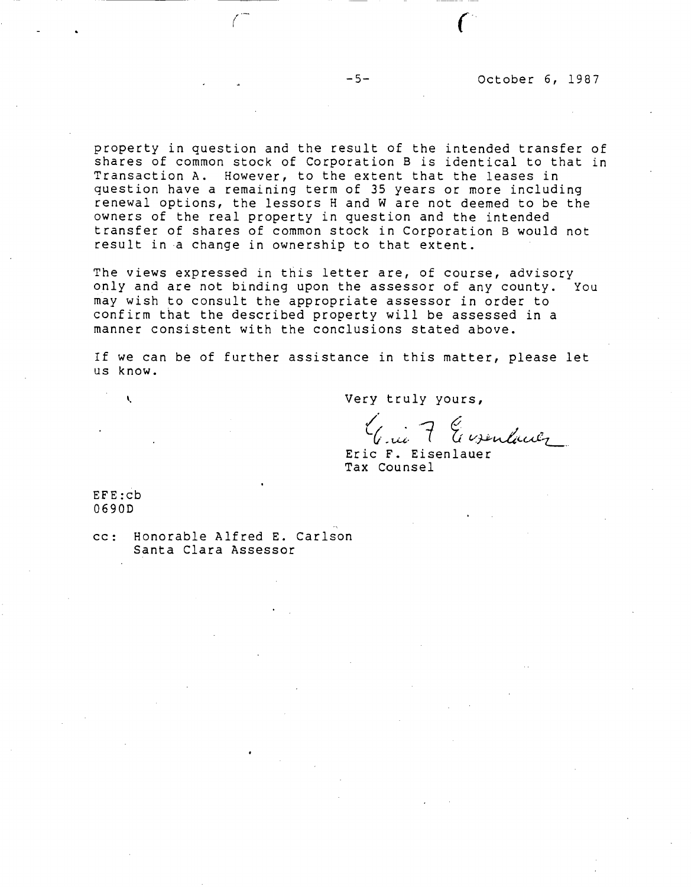property in question and the result of the intended transfer of shares of common stock of Corporation B is identical to that in Transaction A. However, to the extent that the leases in question have a remaining term of 35 years or more including renewal options, the lessors H and W are not deemed to be the owners of the real property in question and the intended transfer of shares of common stock in Corporation B would not result in a change in ownership to that extent.

The views expressed in this letter are, of course, advisory only and are not binding upon the assessor of any county. You may wish to consult the appropriate assessor in order to confirm that the described property will be assessed in a manner consistent with the conclusions stated above.

If we can be of further assistance in this matter, please let us know.

Very truly yours,

Eric F. Eisenlauer

Eric F. Eisenlauer
Tax Counsel

EFE:cb
0690D

cc: Honorable Alfred E. Carlson
Santa Clara Assessor